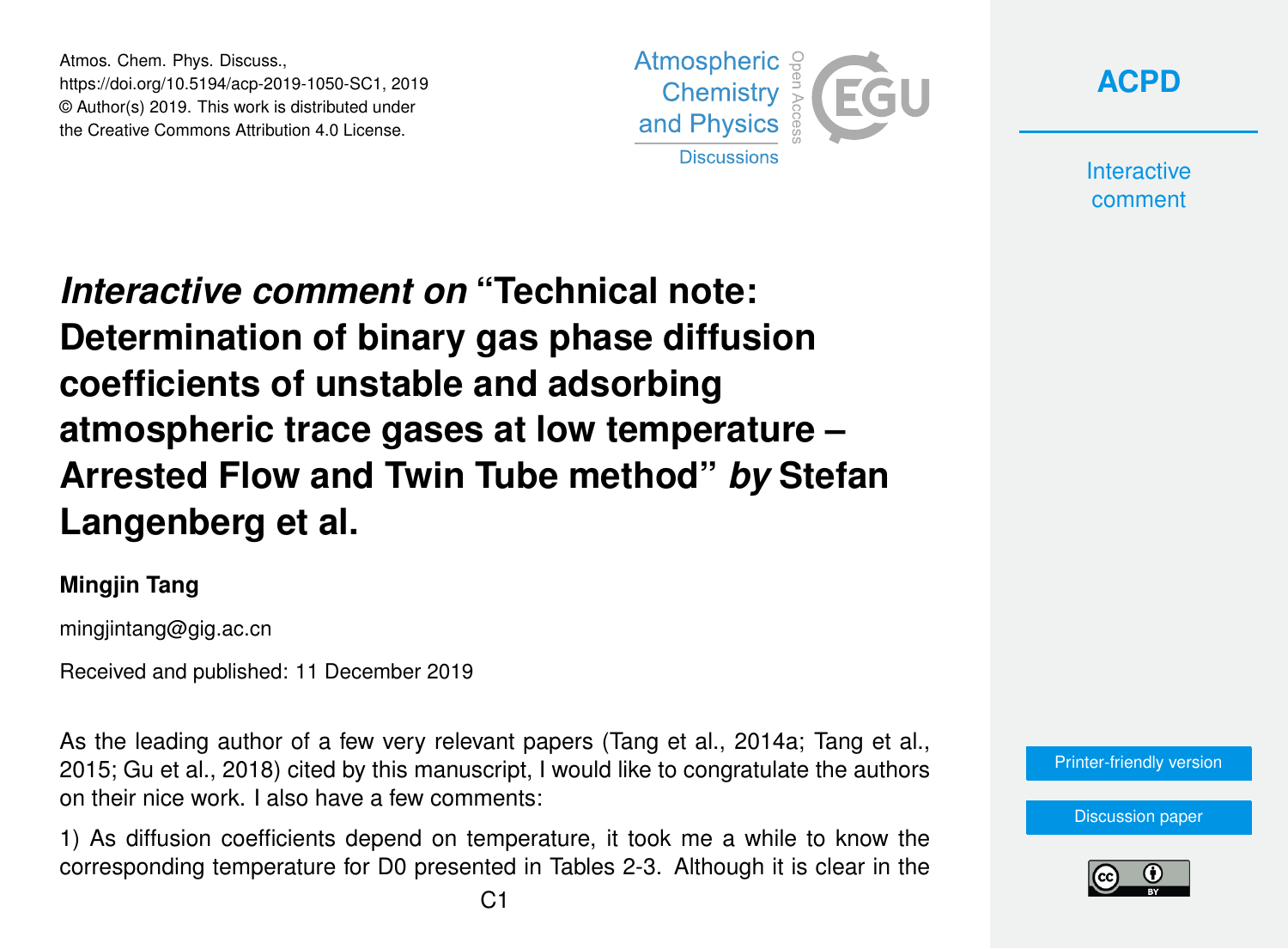# *Interactive comment on* "Technical note: Determination of binary gas phase diffusion coefficients of unstable and adsorbing atmospheric trace gases at low temperature – Arrested Flow and Twin Tube method" *by* Stefan Langenberg et al.

**Mingjin Tang**

mingjintang@gig.ac.cn

Received and published: 11 December 2019

As the leading author of a few very relevant papers (Tang et al., 2014a; Tang et al., 2015; Gu et al., 2018) cited by this manuscript, I would like to congratulate the authors on their nice work. I also have a few comments:

1) As diffusion coefficients depend on temperature, it took me a while to know the corresponding temperature for D0 presented in Tables 2-3. Although it is clear in the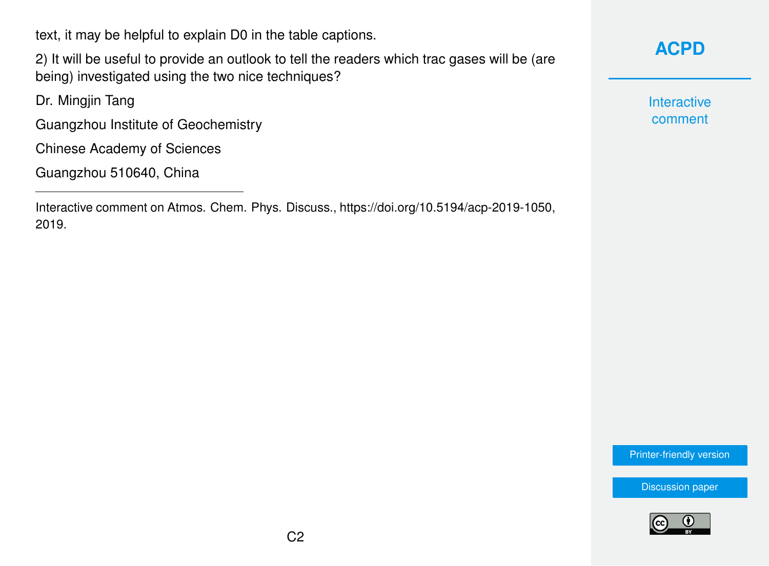text, it may be helpful to explain D0 in the table captions.

2) It will be useful to provide an outlook to tell the readers which trac gases will be (are being) investigated using the two nice techniques?

Dr. Mingjin Tang

Guangzhou Institute of Geochemistry

Chinese Academy of Sciences

Guangzhou 510640, China

---

Interactive comment on Atmos. Chem. Phys. Discuss., https://doi.org/10.5194/acp-2019-1050, 2019.